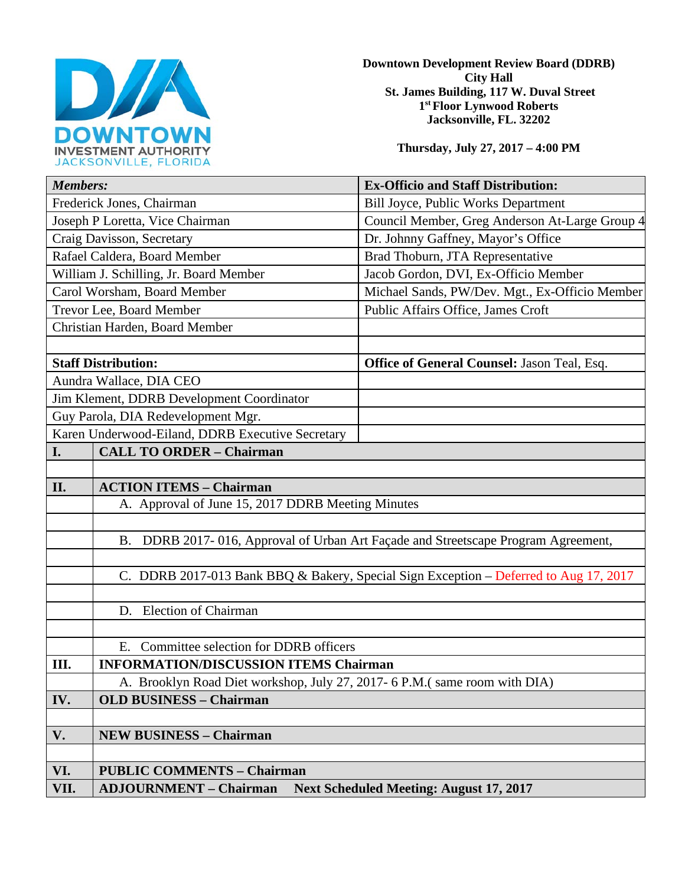DOWNTOWN INVESTMENT AUTHORITY
JACKSONVILLE, FLORIDA

**Downtown Development Review Board (DDRB)**
**City Hall**
**St. James Building, 117 W. Duval Street**
**1st Floor Lynwood Roberts**
**Jacksonville, FL. 32202**

**Thursday, July 27, 2017 – 4:00 PM**

| ***Members:*** | **Ex-Officio and Staff Distribution:** |
|---|---|
| Frederick Jones, Chairman | Bill Joyce, Public Works Department |
| Joseph P Loretta, Vice Chairman | Council Member, Greg Anderson At-Large Group 4 |
| Craig Davisson, Secretary | Dr. Johnny Gaffney, Mayor's Office |
| Rafael Caldera, Board Member | Brad Thoburn, JTA Representative |
| William J. Schilling, Jr. Board Member | Jacob Gordon, DVI, Ex-Officio Member |
| Carol Worsham, Board Member | Michael Sands, PW/Dev. Mgt., Ex-Officio Member |
| Trevor Lee, Board Member | Public Affairs Office, James Croft |
| Christian Harden, Board Member | |
| | |
| **Staff Distribution:** | **Office of General Counsel:** Jason Teal, Esq. |
| Aundra Wallace, DIA CEO | |
| Jim Klement, DDRB Development Coordinator | |
| Guy Parola, DIA Redevelopment Mgr. | |
| Karen Underwood-Eiland, DDRB Executive Secretary | |

| | |
|---|---|
| **I.** | **CALL TO ORDER – Chairman** |
| | |
| **II.** | **ACTION ITEMS – Chairman** |
| | A. Approval of June 15, 2017 DDRB Meeting Minutes |
| | |
| | B. DDRB 2017- 016, Approval of Urban Art Façade and Streetscape Program Agreement, |
| | |
| | C. DDRB 2017-013 Bank BBQ & Bakery, Special Sign Exception – Deferred to Aug 17, 2017 |
| | |
| | D. Election of Chairman |
| | |
| | E. Committee selection for DDRB officers |
| **III.** | **INFORMATION/DISCUSSION ITEMS Chairman** |
| | A. Brooklyn Road Diet workshop, July 27, 2017- 6 P.M.( same room with DIA) |
| **IV.** | **OLD BUSINESS – Chairman** |
| | |
| **V.** | **NEW BUSINESS – Chairman** |
| | |
| **VI.** | **PUBLIC COMMENTS – Chairman** |
| **VII.** | **ADJOURNMENT – Chairman Next Scheduled Meeting: August 17, 2017** |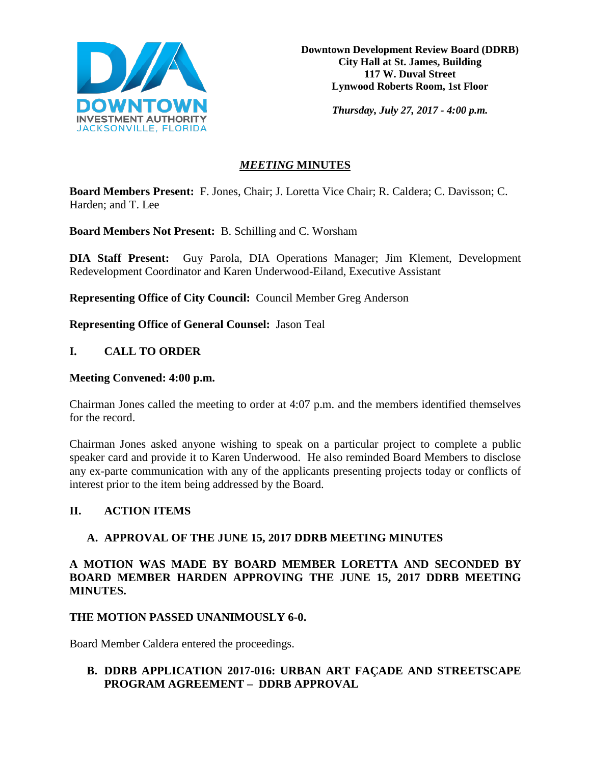**Downtown Development Review Board (DDRB)**
**City Hall at St. James, Building**
**117 W. Duval Street**
**Lynwood Roberts Room, 1st Floor**

***Thursday, July 27, 2017 - 4:00 p.m.***

# *MEETING* MINUTES

**Board Members Present:** F. Jones, Chair; J. Loretta Vice Chair; R. Caldera; C. Davisson; C. Harden; and T. Lee

**Board Members Not Present:** B. Schilling and C. Worsham

**DIA Staff Present:** Guy Parola, DIA Operations Manager; Jim Klement, Development Redevelopment Coordinator and Karen Underwood-Eiland, Executive Assistant

**Representing Office of City Council:** Council Member Greg Anderson

**Representing Office of General Counsel:** Jason Teal

## I. CALL TO ORDER

**Meeting Convened: 4:00 p.m.**

Chairman Jones called the meeting to order at 4:07 p.m. and the members identified themselves for the record.

Chairman Jones asked anyone wishing to speak on a particular project to complete a public speaker card and provide it to Karen Underwood. He also reminded Board Members to disclose any ex-parte communication with any of the applicants presenting projects today or conflicts of interest prior to the item being addressed by the Board.

## II. ACTION ITEMS

### A. APPROVAL OF THE JUNE 15, 2017 DDRB MEETING MINUTES

**A MOTION WAS MADE BY BOARD MEMBER LORETTA AND SECONDED BY BOARD MEMBER HARDEN APPROVING THE JUNE 15, 2017 DDRB MEETING MINUTES.**

**THE MOTION PASSED UNANIMOUSLY 6-0.**

Board Member Caldera entered the proceedings.

### B. DDRB APPLICATION 2017-016: URBAN ART FAÇADE AND STREETSCAPE PROGRAM AGREEMENT – DDRB APPROVAL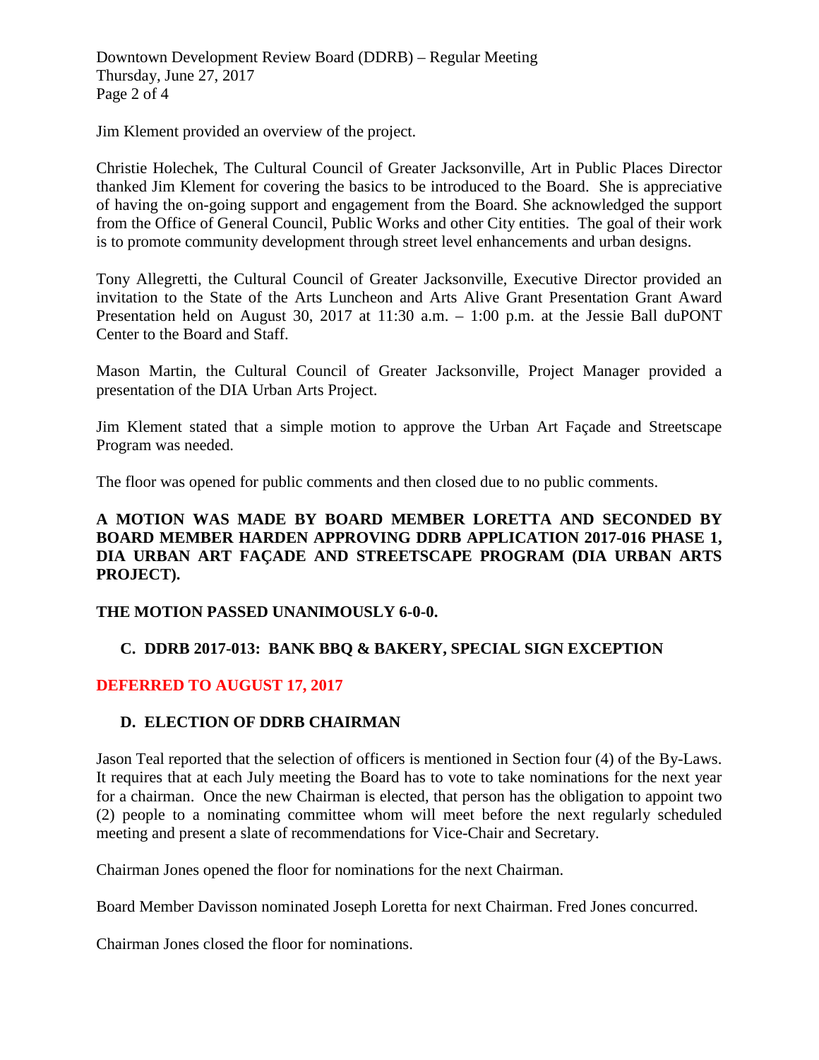Jim Klement provided an overview of the project.

Christie Holechek, The Cultural Council of Greater Jacksonville, Art in Public Places Director thanked Jim Klement for covering the basics to be introduced to the Board. She is appreciative of having the on-going support and engagement from the Board. She acknowledged the support from the Office of General Council, Public Works and other City entities. The goal of their work is to promote community development through street level enhancements and urban designs.

Tony Allegretti, the Cultural Council of Greater Jacksonville, Executive Director provided an invitation to the State of the Arts Luncheon and Arts Alive Grant Presentation Grant Award Presentation held on August 30, 2017 at 11:30 a.m. – 1:00 p.m. at the Jessie Ball duPONT Center to the Board and Staff.

Mason Martin, the Cultural Council of Greater Jacksonville, Project Manager provided a presentation of the DIA Urban Arts Project.

Jim Klement stated that a simple motion to approve the Urban Art Façade and Streetscape Program was needed.

The floor was opened for public comments and then closed due to no public comments.

**A MOTION WAS MADE BY BOARD MEMBER LORETTA AND SECONDED BY BOARD MEMBER HARDEN APPROVING DDRB APPLICATION 2017-016 PHASE 1, DIA URBAN ART FAÇADE AND STREETSCAPE PROGRAM (DIA URBAN ARTS PROJECT).**

**THE MOTION PASSED UNANIMOUSLY 6-0-0.**

### C. DDRB 2017-013: BANK BBQ & BAKERY, SPECIAL SIGN EXCEPTION

**DEFERRED TO AUGUST 17, 2017**

### D. ELECTION OF DDRB CHAIRMAN

Jason Teal reported that the selection of officers is mentioned in Section four (4) of the By-Laws. It requires that at each July meeting the Board has to vote to take nominations for the next year for a chairman. Once the new Chairman is elected, that person has the obligation to appoint two (2) people to a nominating committee whom will meet before the next regularly scheduled meeting and present a slate of recommendations for Vice-Chair and Secretary.

Chairman Jones opened the floor for nominations for the next Chairman.

Board Member Davisson nominated Joseph Loretta for next Chairman. Fred Jones concurred.

Chairman Jones closed the floor for nominations.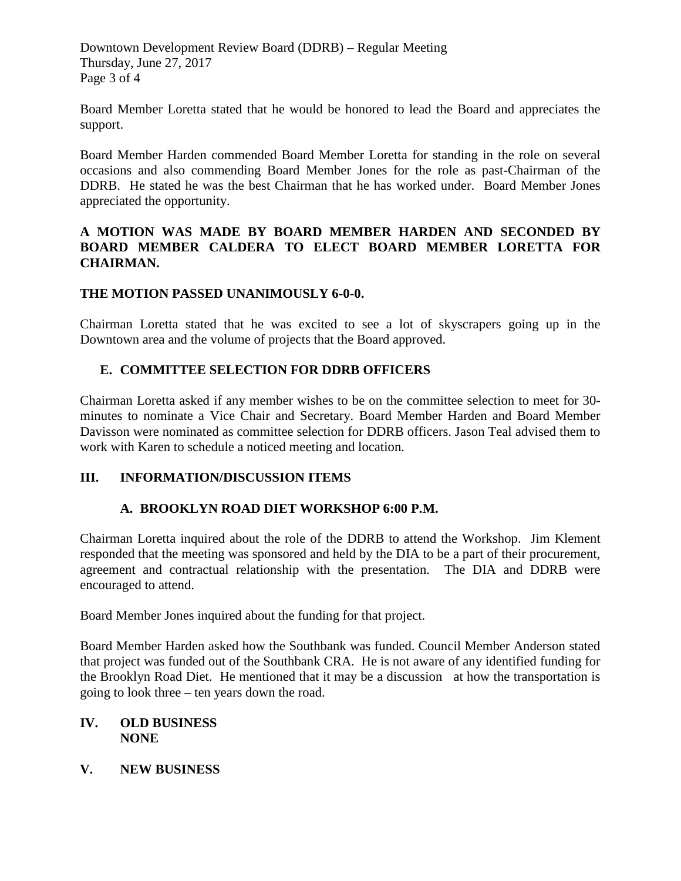Board Member Loretta stated that he would be honored to lead the Board and appreciates the support.

Board Member Harden commended Board Member Loretta for standing in the role on several occasions and also commending Board Member Jones for the role as past-Chairman of the DDRB. He stated he was the best Chairman that he has worked under. Board Member Jones appreciated the opportunity.

**A MOTION WAS MADE BY BOARD MEMBER HARDEN AND SECONDED BY BOARD MEMBER CALDERA TO ELECT BOARD MEMBER LORETTA FOR CHAIRMAN.**

**THE MOTION PASSED UNANIMOUSLY 6-0-0.**

Chairman Loretta stated that he was excited to see a lot of skyscrapers going up in the Downtown area and the volume of projects that the Board approved.

### E. COMMITTEE SELECTION FOR DDRB OFFICERS

Chairman Loretta asked if any member wishes to be on the committee selection to meet for 30-minutes to nominate a Vice Chair and Secretary. Board Member Harden and Board Member Davisson were nominated as committee selection for DDRB officers. Jason Teal advised them to work with Karen to schedule a noticed meeting and location.

## III. INFORMATION/DISCUSSION ITEMS

### A. BROOKLYN ROAD DIET WORKSHOP 6:00 P.M.

Chairman Loretta inquired about the role of the DDRB to attend the Workshop. Jim Klement responded that the meeting was sponsored and held by the DIA to be a part of their procurement, agreement and contractual relationship with the presentation. The DIA and DDRB were encouraged to attend.

Board Member Jones inquired about the funding for that project.

Board Member Harden asked how the Southbank was funded. Council Member Anderson stated that project was funded out of the Southbank CRA. He is not aware of any identified funding for the Brooklyn Road Diet. He mentioned that it may be a discussion at how the transportation is going to look three – ten years down the road.

## IV. OLD BUSINESS

**NONE**

## V. NEW BUSINESS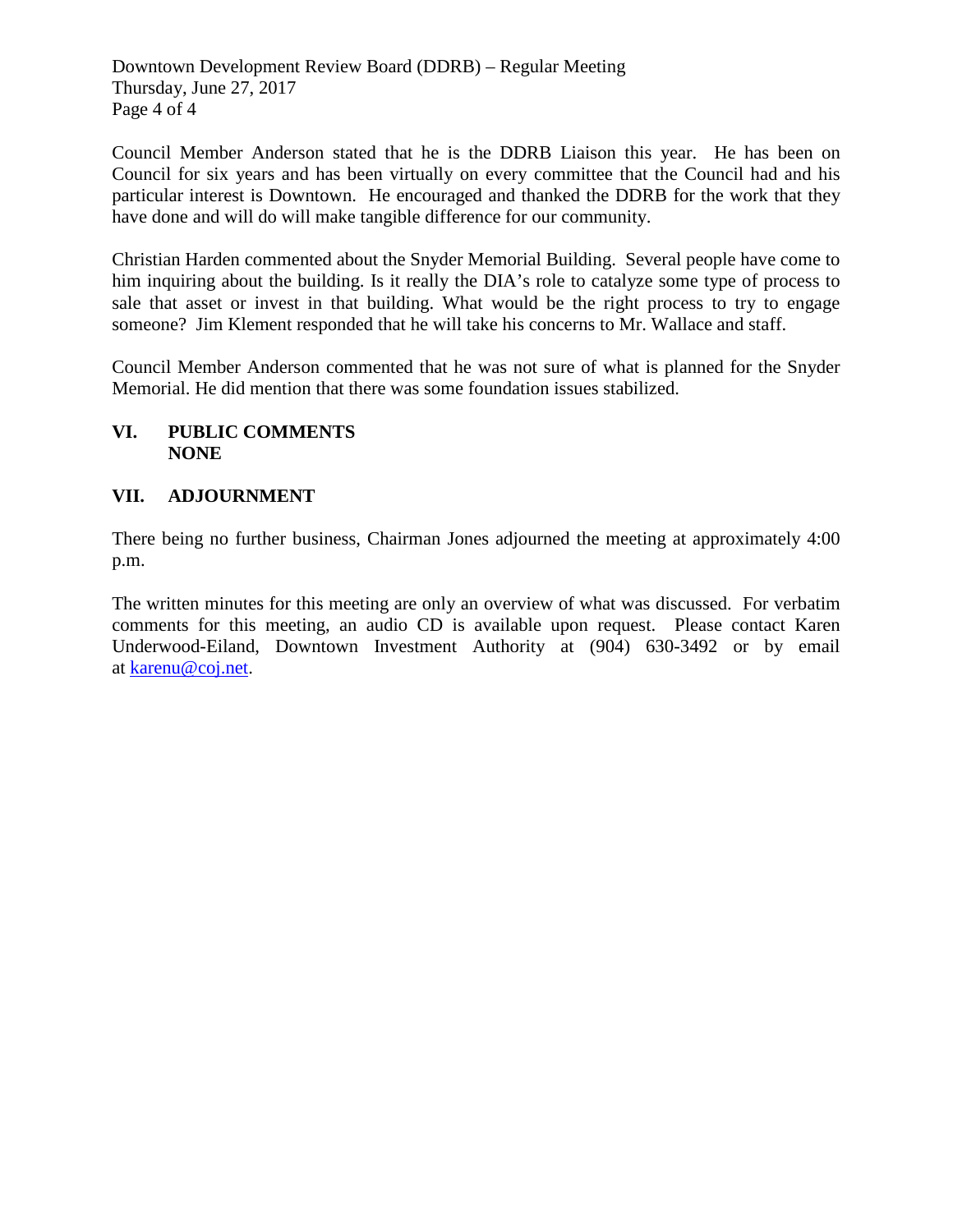Council Member Anderson stated that he is the DDRB Liaison this year. He has been on Council for six years and has been virtually on every committee that the Council had and his particular interest is Downtown. He encouraged and thanked the DDRB for the work that they have done and will do will make tangible difference for our community.

Christian Harden commented about the Snyder Memorial Building. Several people have come to him inquiring about the building. Is it really the DIA's role to catalyze some type of process to sale that asset or invest in that building. What would be the right process to try to engage someone? Jim Klement responded that he will take his concerns to Mr. Wallace and staff.

Council Member Anderson commented that he was not sure of what is planned for the Snyder Memorial. He did mention that there was some foundation issues stabilized.

## VI. PUBLIC COMMENTS
**NONE**

## VII. ADJOURNMENT

There being no further business, Chairman Jones adjourned the meeting at approximately 4:00 p.m.

The written minutes for this meeting are only an overview of what was discussed. For verbatim comments for this meeting, an audio CD is available upon request. Please contact Karen Underwood-Eiland, Downtown Investment Authority at (904) 630-3492 or by email at karenu@coj.net.